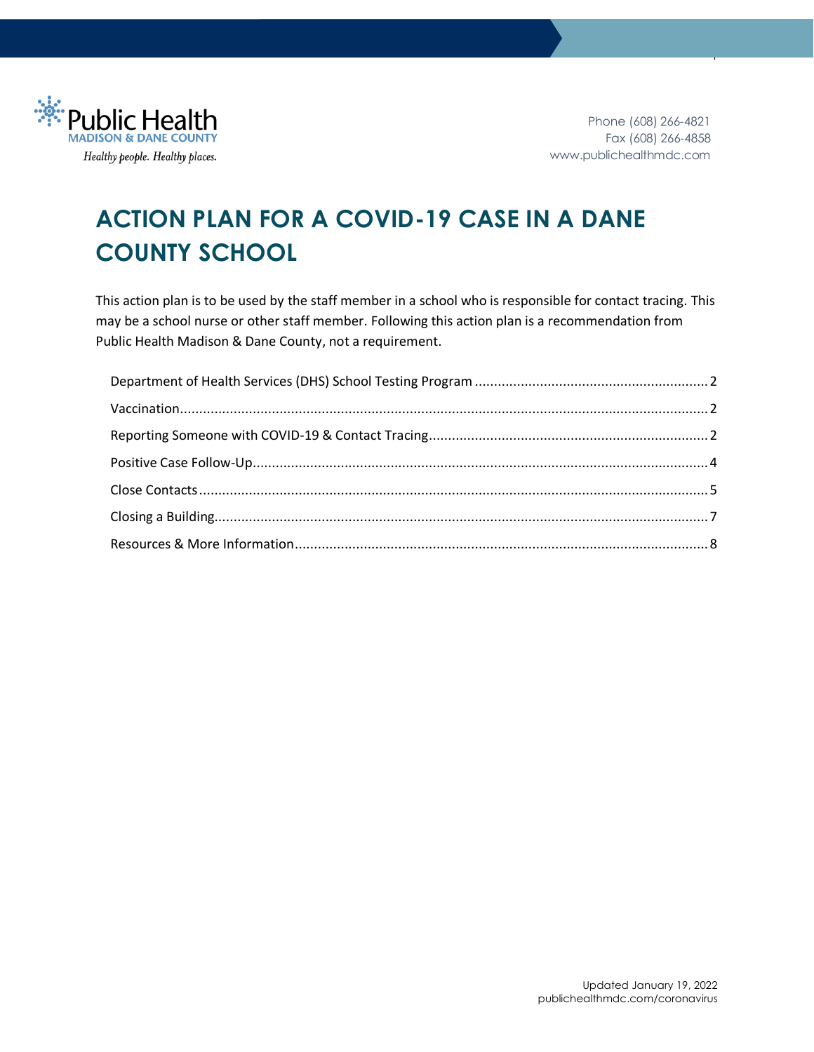Public Health
MADISON & DANE COUNTY
*Healthy people. Healthy places.*

Phone (608) 266-4821
Fax (608) 266-4858
www.publichealthmdc.com

# ACTION PLAN FOR A COVID-19 CASE IN A DANE COUNTY SCHOOL

This action plan is to be used by the staff member in a school who is responsible for contact tracing. This may be a school nurse or other staff member. Following this action plan is a recommendation from Public Health Madison & Dane County, not a requirement.

- Department of Health Services (DHS) School Testing Program ........ 2
- Vaccination ........ 2
- Reporting Someone with COVID-19 & Contact Tracing ........ 2
- Positive Case Follow-Up ........ 4
- Close Contacts ........ 5
- Closing a Building ........ 7
- Resources & More Information ........ 8

Updated January 19, 2022
publichealthmdc.com/coronavirus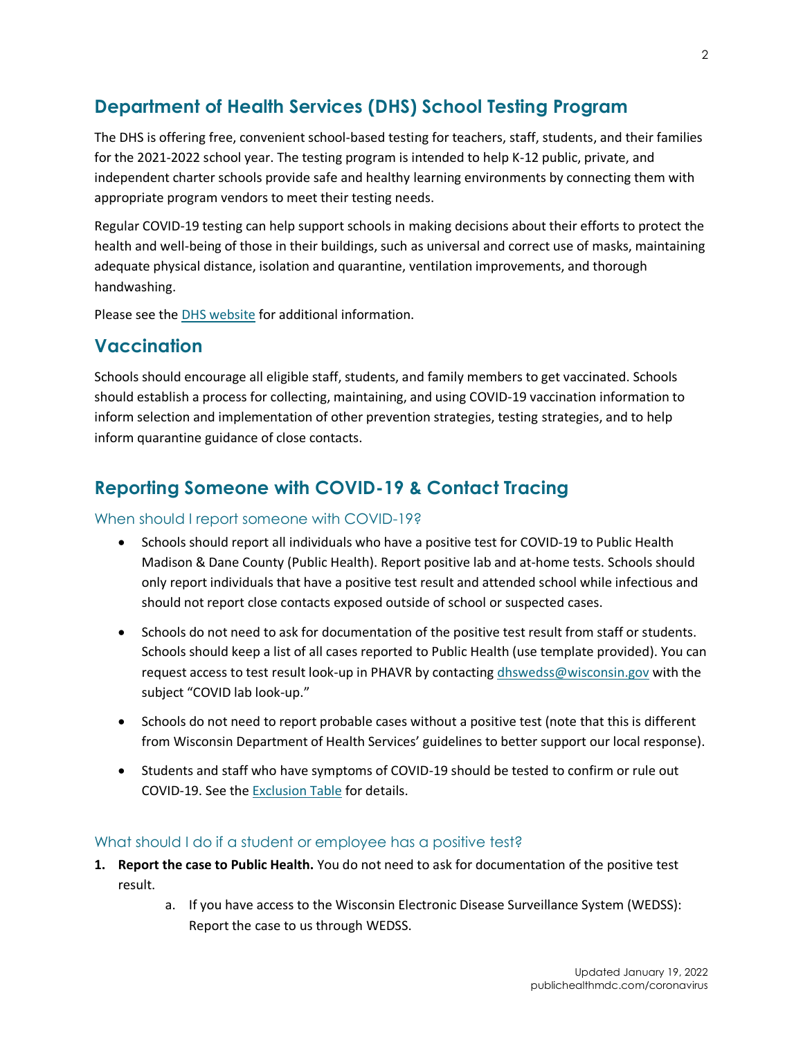## Department of Health Services (DHS) School Testing Program

The DHS is offering free, convenient school-based testing for teachers, staff, students, and their families for the 2021-2022 school year. The testing program is intended to help K-12 public, private, and independent charter schools provide safe and healthy learning environments by connecting them with appropriate program vendors to meet their testing needs.

Regular COVID-19 testing can help support schools in making decisions about their efforts to protect the health and well-being of those in their buildings, such as universal and correct use of masks, maintaining adequate physical distance, isolation and quarantine, ventilation improvements, and thorough handwashing.

Please see the [DHS website] for additional information.

## Vaccination

Schools should encourage all eligible staff, students, and family members to get vaccinated. Schools should establish a process for collecting, maintaining, and using COVID-19 vaccination information to inform selection and implementation of other prevention strategies, testing strategies, and to help inform quarantine guidance of close contacts.

## Reporting Someone with COVID-19 & Contact Tracing

### When should I report someone with COVID-19?

- Schools should report all individuals who have a positive test for COVID-19 to Public Health Madison & Dane County (Public Health). Report positive lab and at-home tests. Schools should only report individuals that have a positive test result and attended school while infectious and should not report close contacts exposed outside of school or suspected cases.
- Schools do not need to ask for documentation of the positive test result from staff or students. Schools should keep a list of all cases reported to Public Health (use template provided). You can request access to test result look-up in PHAVR by contacting dhswedss@wisconsin.gov with the subject "COVID lab look-up."
- Schools do not need to report probable cases without a positive test (note that this is different from Wisconsin Department of Health Services' guidelines to better support our local response).
- Students and staff who have symptoms of COVID-19 should be tested to confirm or rule out COVID-19. See the [Exclusion Table] for details.

### What should I do if a student or employee has a positive test?

1. **Report the case to Public Health.** You do not need to ask for documentation of the positive test result.
    a. If you have access to the Wisconsin Electronic Disease Surveillance System (WEDSS): Report the case to us through WEDSS.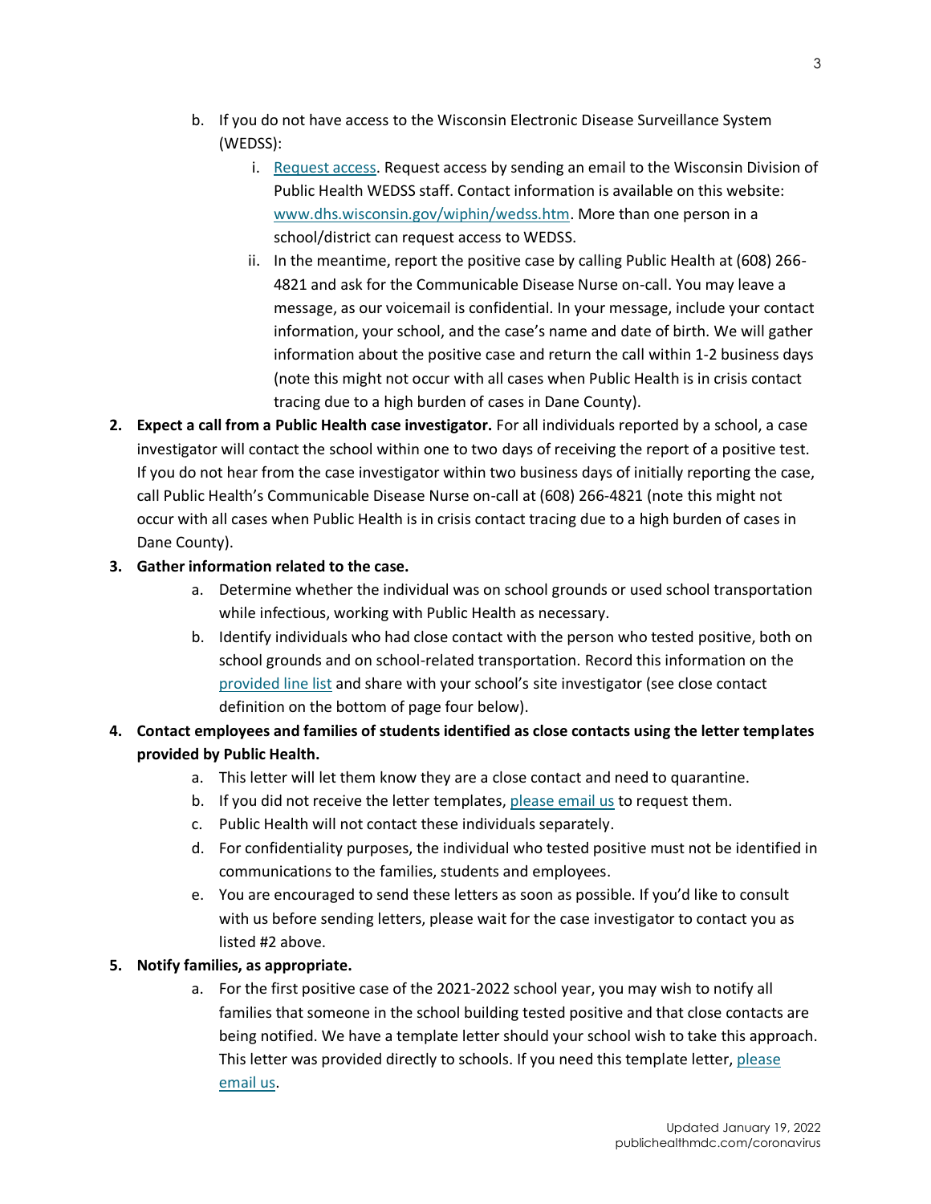b. If you do not have access to the Wisconsin Electronic Disease Surveillance System (WEDSS):

   i. [Request access](). Request access by sending an email to the Wisconsin Division of Public Health WEDSS staff. Contact information is available on this website: [www.dhs.wisconsin.gov/wiphin/wedss.htm](). More than one person in a school/district can request access to WEDSS.

   ii. In the meantime, report the positive case by calling Public Health at (608) 266-4821 and ask for the Communicable Disease Nurse on-call. You may leave a message, as our voicemail is confidential. In your message, include your contact information, your school, and the case's name and date of birth. We will gather information about the positive case and return the call within 1-2 business days (note this might not occur with all cases when Public Health is in crisis contact tracing due to a high burden of cases in Dane County).

2. **Expect a call from a Public Health case investigator.** For all individuals reported by a school, a case investigator will contact the school within one to two days of receiving the report of a positive test. If you do not hear from the case investigator within two business days of initially reporting the case, call Public Health's Communicable Disease Nurse on-call at (608) 266-4821 (note this might not occur with all cases when Public Health is in crisis contact tracing due to a high burden of cases in Dane County).

3. **Gather information related to the case.**
   a. Determine whether the individual was on school grounds or used school transportation while infectious, working with Public Health as necessary.
   b. Identify individuals who had close contact with the person who tested positive, both on school grounds and on school-related transportation. Record this information on the [provided line list]() and share with your school's site investigator (see close contact definition on the bottom of page four below).

4. **Contact employees and families of students identified as close contacts using the letter templates provided by Public Health.**
   a. This letter will let them know they are a close contact and need to quarantine.
   b. If you did not receive the letter templates, [please email us]() to request them.
   c. Public Health will not contact these individuals separately.
   d. For confidentiality purposes, the individual who tested positive must not be identified in communications to the families, students and employees.
   e. You are encouraged to send these letters as soon as possible. If you'd like to consult with us before sending letters, please wait for the case investigator to contact you as listed #2 above.

5. **Notify families, as appropriate.**
   a. For the first positive case of the 2021-2022 school year, you may wish to notify all families that someone in the school building tested positive and that close contacts are being notified. We have a template letter should your school wish to take this approach. This letter was provided directly to schools. If you need this template letter, [please email us]().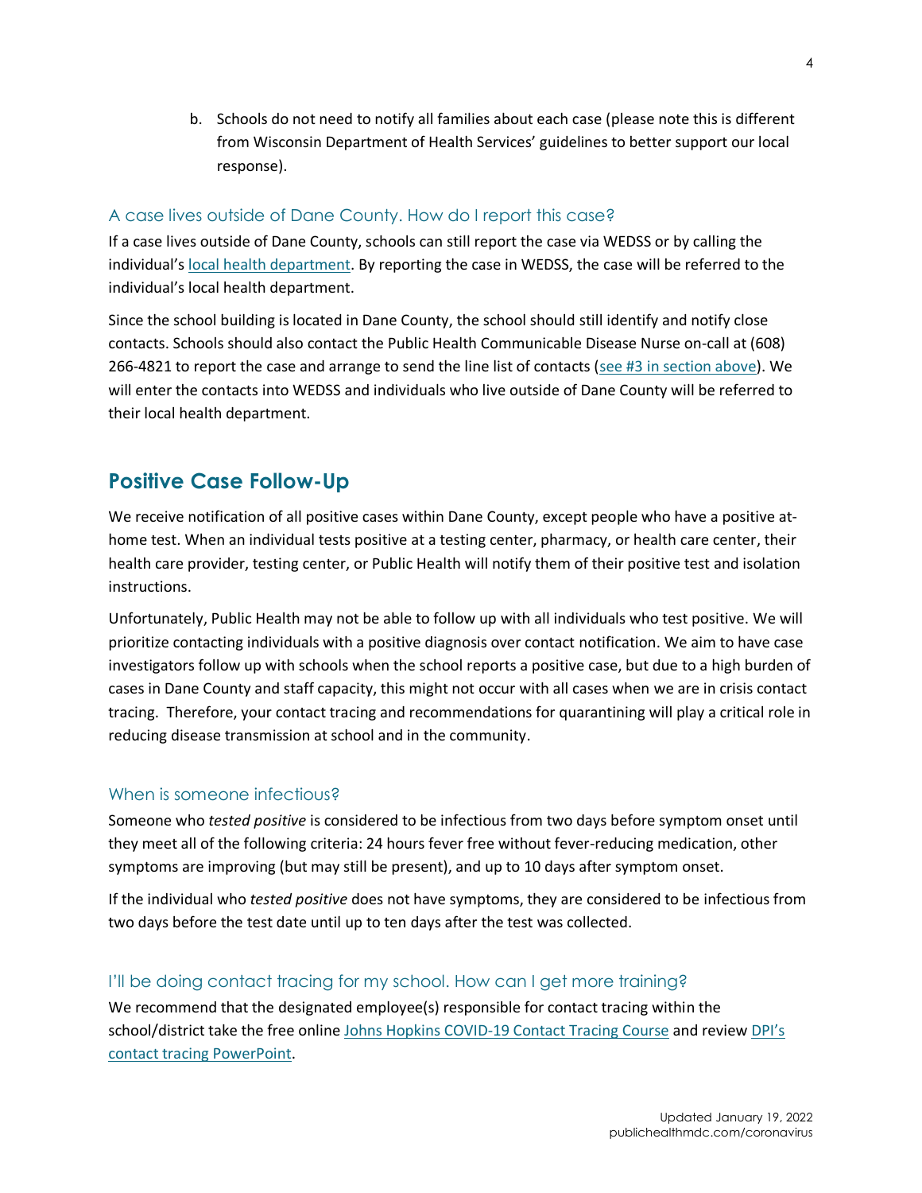b. Schools do not need to notify all families about each case (please note this is different from Wisconsin Department of Health Services' guidelines to better support our local response).

### A case lives outside of Dane County. How do I report this case?

If a case lives outside of Dane County, schools can still report the case via WEDSS or by calling the individual's local health department. By reporting the case in WEDSS, the case will be referred to the individual's local health department.

Since the school building is located in Dane County, the school should still identify and notify close contacts. Schools should also contact the Public Health Communicable Disease Nurse on-call at (608) 266-4821 to report the case and arrange to send the line list of contacts (see #3 in section above). We will enter the contacts into WEDSS and individuals who live outside of Dane County will be referred to their local health department.

## Positive Case Follow-Up

We receive notification of all positive cases within Dane County, except people who have a positive at-home test. When an individual tests positive at a testing center, pharmacy, or health care center, their health care provider, testing center, or Public Health will notify them of their positive test and isolation instructions.

Unfortunately, Public Health may not be able to follow up with all individuals who test positive. We will prioritize contacting individuals with a positive diagnosis over contact notification. We aim to have case investigators follow up with schools when the school reports a positive case, but due to a high burden of cases in Dane County and staff capacity, this might not occur with all cases when we are in crisis contact tracing. Therefore, your contact tracing and recommendations for quarantining will play a critical role in reducing disease transmission at school and in the community.

### When is someone infectious?

Someone who *tested positive* is considered to be infectious from two days before symptom onset until they meet all of the following criteria: 24 hours fever free without fever-reducing medication, other symptoms are improving (but may still be present), and up to 10 days after symptom onset.

If the individual who *tested positive* does not have symptoms, they are considered to be infectious from two days before the test date until up to ten days after the test was collected.

### I'll be doing contact tracing for my school. How can I get more training?

We recommend that the designated employee(s) responsible for contact tracing within the school/district take the free online Johns Hopkins COVID-19 Contact Tracing Course and review DPI's contact tracing PowerPoint.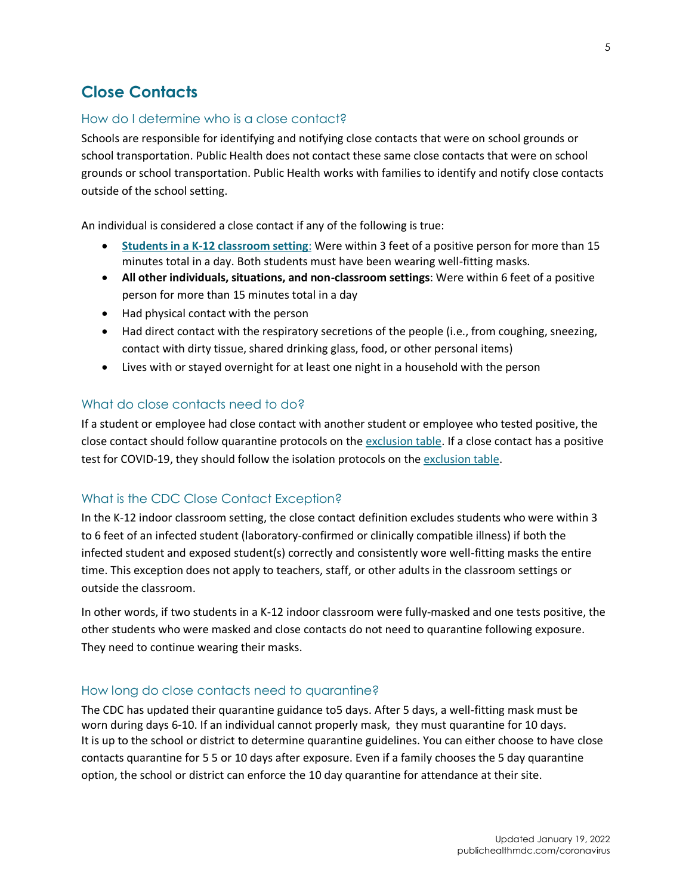## Close Contacts

### How do I determine who is a close contact?

Schools are responsible for identifying and notifying close contacts that were on school grounds or school transportation. Public Health does not contact these same close contacts that were on school grounds or school transportation. Public Health works with families to identify and notify close contacts outside of the school setting.

An individual is considered a close contact if any of the following is true:

- **Students in a K-12 classroom setting**: Were within 3 feet of a positive person for more than 15 minutes total in a day. Both students must have been wearing well-fitting masks.
- **All other individuals, situations, and non-classroom settings**: Were within 6 feet of a positive person for more than 15 minutes total in a day
- Had physical contact with the person
- Had direct contact with the respiratory secretions of the people (i.e., from coughing, sneezing, contact with dirty tissue, shared drinking glass, food, or other personal items)
- Lives with or stayed overnight for at least one night in a household with the person

### What do close contacts need to do?

If a student or employee had close contact with another student or employee who tested positive, the close contact should follow quarantine protocols on the exclusion table. If a close contact has a positive test for COVID-19, they should follow the isolation protocols on the exclusion table.

### What is the CDC Close Contact Exception?

In the K-12 indoor classroom setting, the close contact definition excludes students who were within 3 to 6 feet of an infected student (laboratory-confirmed or clinically compatible illness) if both the infected student and exposed student(s) correctly and consistently wore well-fitting masks the entire time. This exception does not apply to teachers, staff, or other adults in the classroom settings or outside the classroom.

In other words, if two students in a K-12 indoor classroom were fully-masked and one tests positive, the other students who were masked and close contacts do not need to quarantine following exposure. They need to continue wearing their masks.

### How long do close contacts need to quarantine?

The CDC has updated their quarantine guidance to5 days. After 5 days, a well-fitting mask must be worn during days 6-10. If an individual cannot properly mask, they must quarantine for 10 days. It is up to the school or district to determine quarantine guidelines. You can either choose to have close contacts quarantine for 5 5 or 10 days after exposure. Even if a family chooses the 5 day quarantine option, the school or district can enforce the 10 day quarantine for attendance at their site.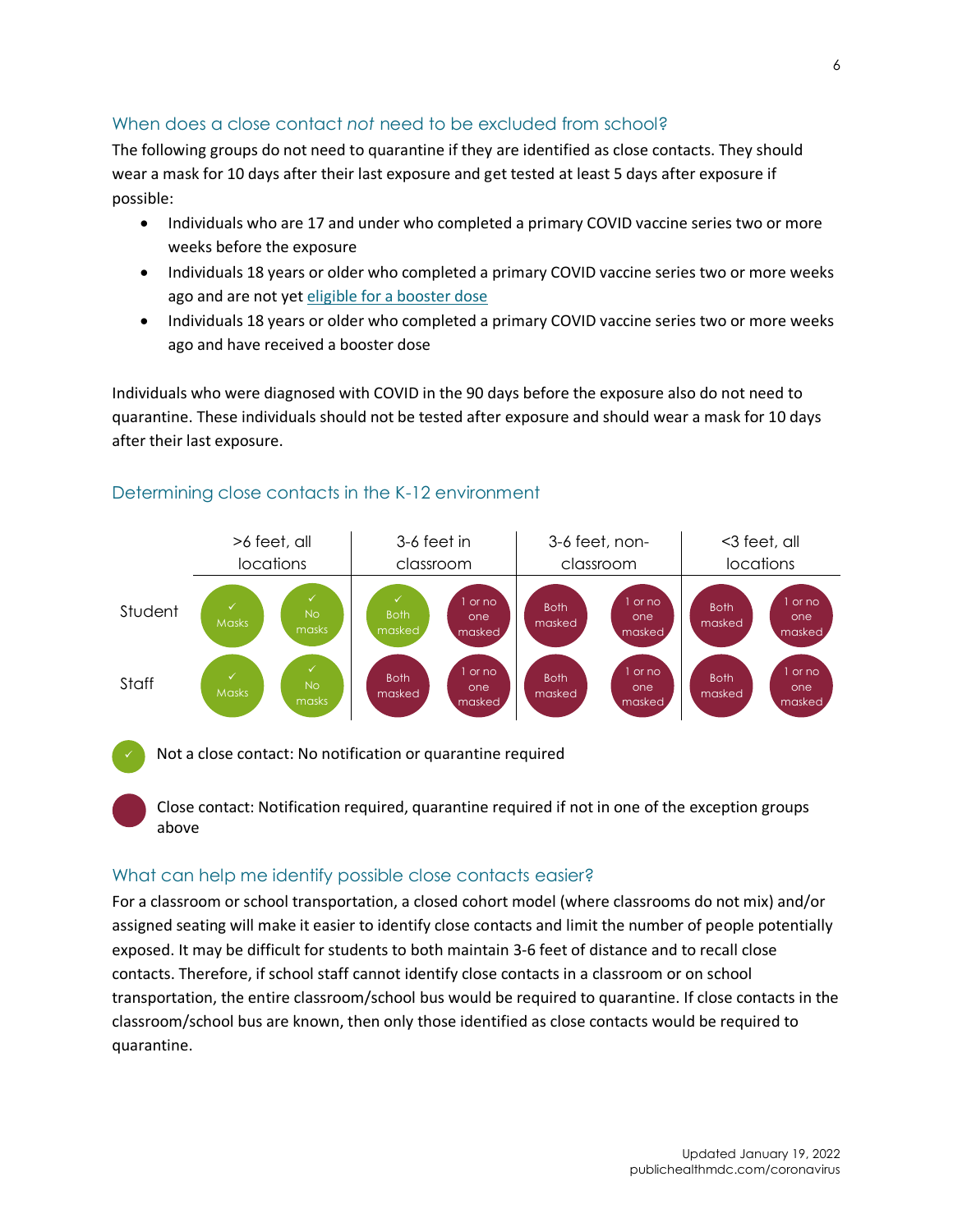### When does a close contact *not* need to be excluded from school?

The following groups do not need to quarantine if they are identified as close contacts. They should wear a mask for 10 days after their last exposure and get tested at least 5 days after exposure if possible:

- Individuals who are 17 and under who completed a primary COVID vaccine series two or more weeks before the exposure
- Individuals 18 years or older who completed a primary COVID vaccine series two or more weeks ago and are not yet [eligible for a booster dose]()
- Individuals 18 years or older who completed a primary COVID vaccine series two or more weeks ago and have received a booster dose

Individuals who were diagnosed with COVID in the 90 days before the exposure also do not need to quarantine. These individuals should not be tested after exposure and should wear a mask for 10 days after their last exposure.

### Determining close contacts in the K-12 environment

| | >6 feet, all locations | | 3-6 feet in classroom | | 3-6 feet, non-classroom | | <3 feet, all locations | |
|---|---|---|---|---|---|---|---|---|
| Student | ✓ Masks | ✓ No masks | ✓ Both masked | 1 or no one masked | Both masked | 1 or no one masked | Both masked | 1 or no one masked |
| Staff | ✓ Masks | ✓ No masks | Both masked | 1 or no one masked | Both masked | 1 or no one masked | Both masked | 1 or no one masked |

✓ (green) Not a close contact: No notification or quarantine required

● (red) Close contact: Notification required, quarantine required if not in one of the exception groups above

### What can help me identify possible close contacts easier?

For a classroom or school transportation, a closed cohort model (where classrooms do not mix) and/or assigned seating will make it easier to identify close contacts and limit the number of people potentially exposed. It may be difficult for students to both maintain 3-6 feet of distance and to recall close contacts. Therefore, if school staff cannot identify close contacts in a classroom or on school transportation, the entire classroom/school bus would be required to quarantine. If close contacts in the classroom/school bus are known, then only those identified as close contacts would be required to quarantine.

Updated January 19, 2022
publichealthmdc.com/coronavirus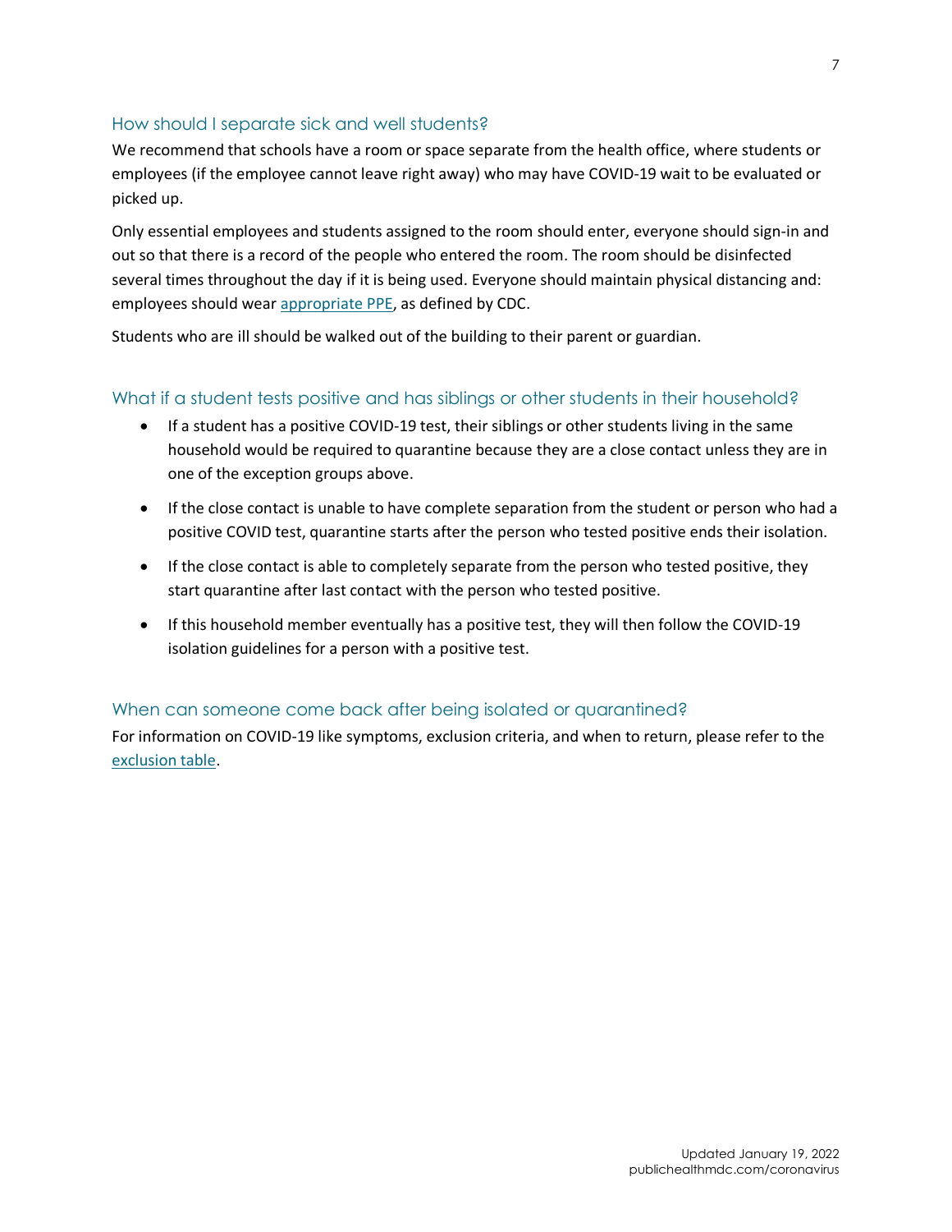## How should I separate sick and well students?

We recommend that schools have a room or space separate from the health office, where students or employees (if the employee cannot leave right away) who may have COVID-19 wait to be evaluated or picked up.

Only essential employees and students assigned to the room should enter, everyone should sign-in and out so that there is a record of the people who entered the room. The room should be disinfected several times throughout the day if it is being used. Everyone should maintain physical distancing and: employees should wear [appropriate PPE](), as defined by CDC.

Students who are ill should be walked out of the building to their parent or guardian.

## What if a student tests positive and has siblings or other students in their household?

- If a student has a positive COVID-19 test, their siblings or other students living in the same household would be required to quarantine because they are a close contact unless they are in one of the exception groups above.
- If the close contact is unable to have complete separation from the student or person who had a positive COVID test, quarantine starts after the person who tested positive ends their isolation.
- If the close contact is able to completely separate from the person who tested positive, they start quarantine after last contact with the person who tested positive.
- If this household member eventually has a positive test, they will then follow the COVID-19 isolation guidelines for a person with a positive test.

## When can someone come back after being isolated or quarantined?

For information on COVID-19 like symptoms, exclusion criteria, and when to return, please refer to the [exclusion table]().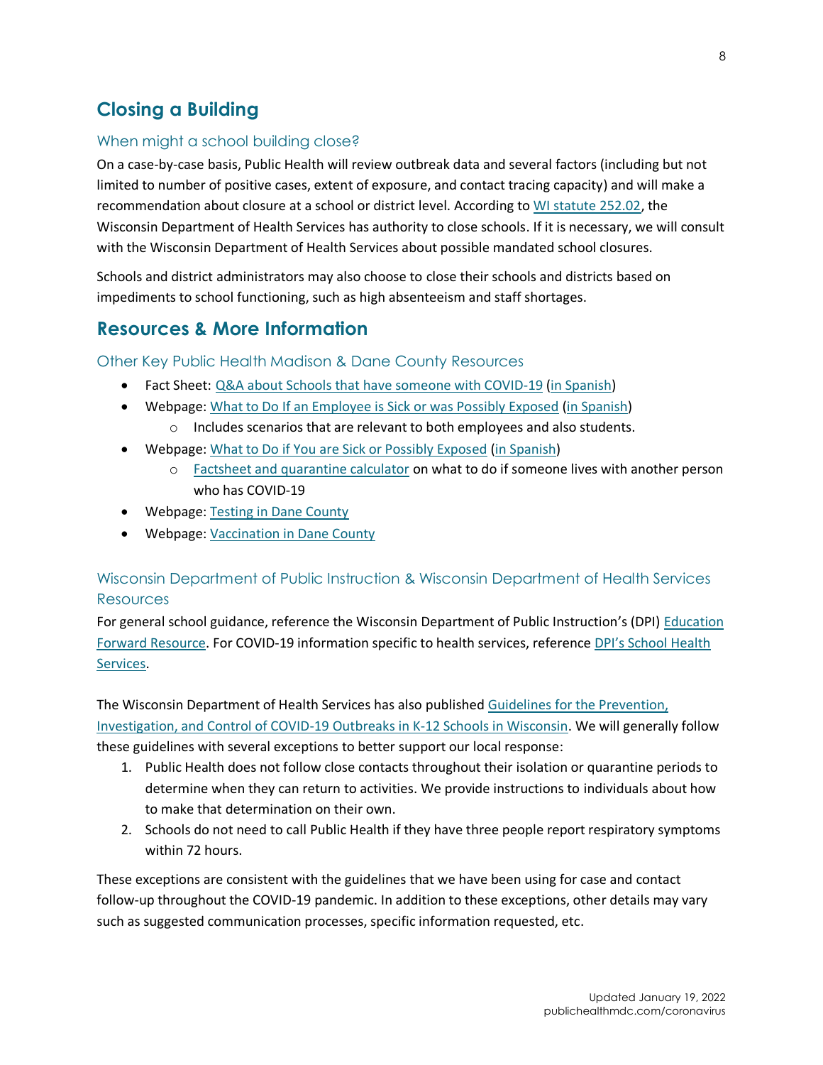## Closing a Building

### When might a school building close?

On a case-by-case basis, Public Health will review outbreak data and several factors (including but not limited to number of positive cases, extent of exposure, and contact tracing capacity) and will make a recommendation about closure at a school or district level. According to WI statute 252.02, the Wisconsin Department of Health Services has authority to close schools. If it is necessary, we will consult with the Wisconsin Department of Health Services about possible mandated school closures.

Schools and district administrators may also choose to close their schools and districts based on impediments to school functioning, such as high absenteeism and staff shortages.

## Resources & More Information

### Other Key Public Health Madison & Dane County Resources

- Fact Sheet: Q&A about Schools that have someone with COVID-19 (in Spanish)
- Webpage: What to Do If an Employee is Sick or was Possibly Exposed (in Spanish)
  - Includes scenarios that are relevant to both employees and also students.
- Webpage: What to Do if You are Sick or Possibly Exposed (in Spanish)
  - Factsheet and quarantine calculator on what to do if someone lives with another person who has COVID-19
- Webpage: Testing in Dane County
- Webpage: Vaccination in Dane County

### Wisconsin Department of Public Instruction & Wisconsin Department of Health Services Resources

For general school guidance, reference the Wisconsin Department of Public Instruction's (DPI) Education Forward Resource. For COVID-19 information specific to health services, reference DPI's School Health Services.

The Wisconsin Department of Health Services has also published Guidelines for the Prevention, Investigation, and Control of COVID-19 Outbreaks in K-12 Schools in Wisconsin. We will generally follow these guidelines with several exceptions to better support our local response:

1. Public Health does not follow close contacts throughout their isolation or quarantine periods to determine when they can return to activities. We provide instructions to individuals about how to make that determination on their own.
2. Schools do not need to call Public Health if they have three people report respiratory symptoms within 72 hours.

These exceptions are consistent with the guidelines that we have been using for case and contact follow-up throughout the COVID-19 pandemic. In addition to these exceptions, other details may vary such as suggested communication processes, specific information requested, etc.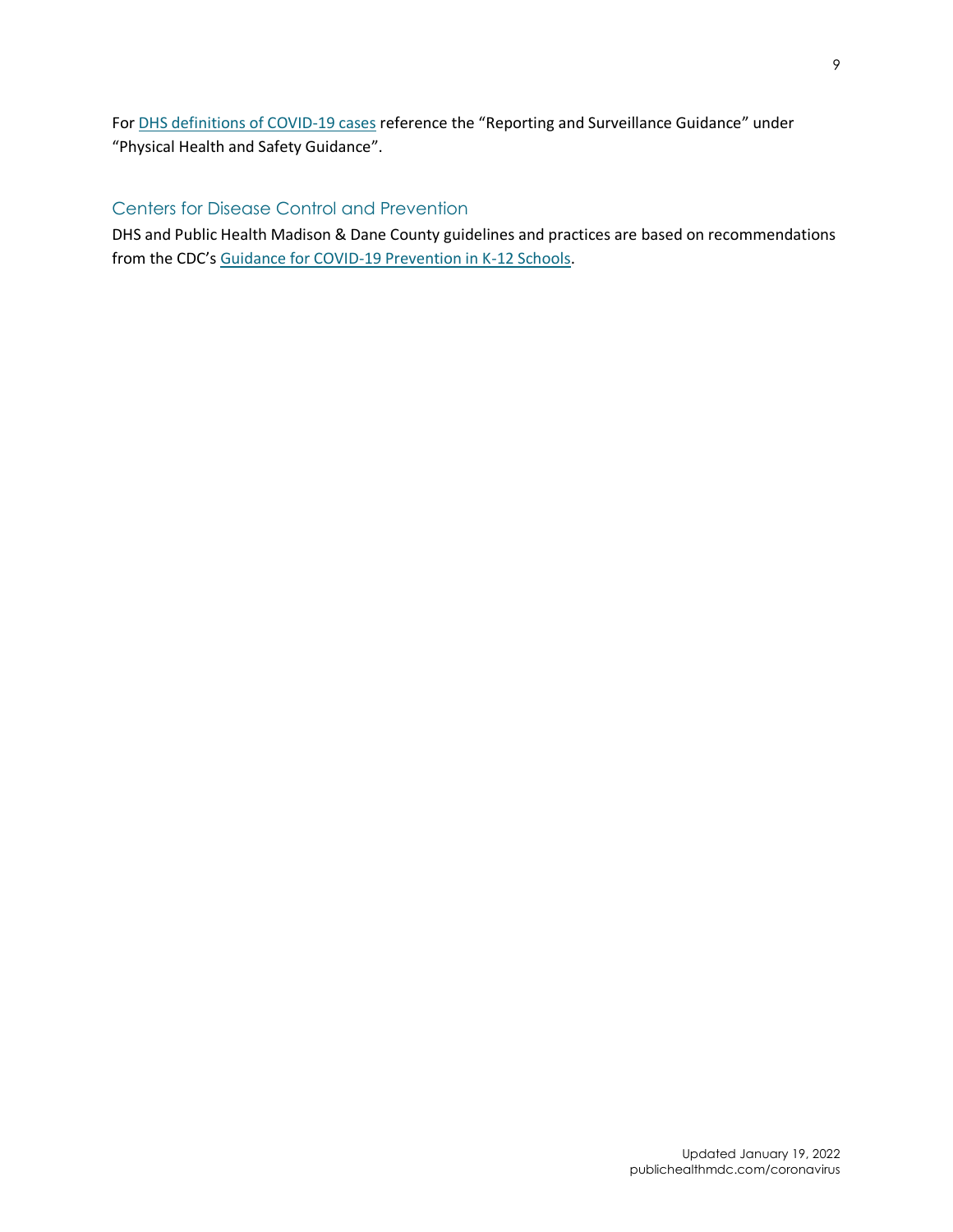For DHS definitions of COVID-19 cases reference the “Reporting and Surveillance Guidance” under “Physical Health and Safety Guidance”.

## Centers for Disease Control and Prevention

DHS and Public Health Madison & Dane County guidelines and practices are based on recommendations from the CDC’s Guidance for COVID-19 Prevention in K-12 Schools.